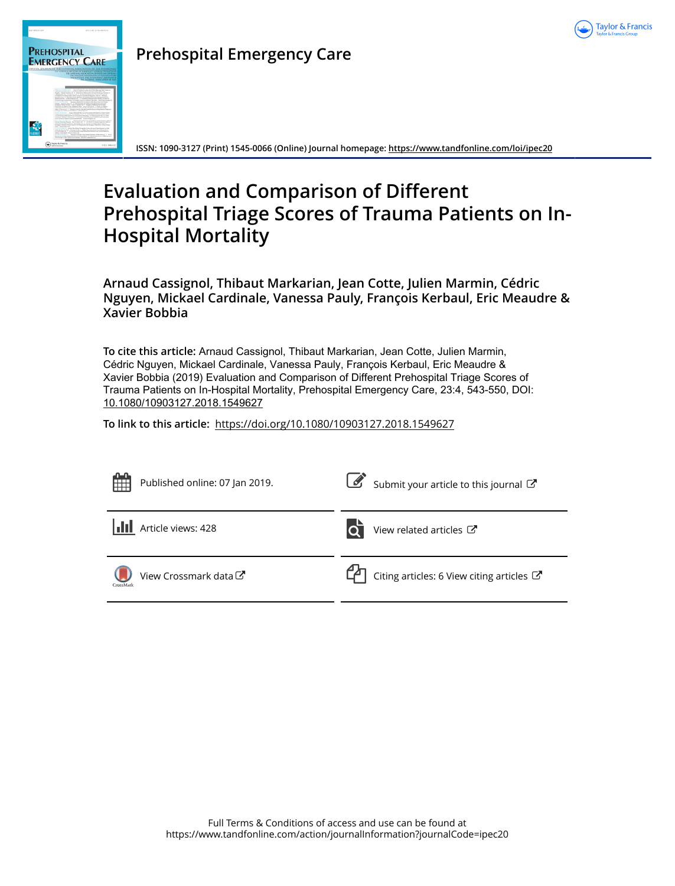Prehospital Emergency Care

ISSN: 1090-3127 (Print) 1545-0066 (Online) Journal homepage: https://www.tandfonline.com/loi/ipec20

# Evaluation and Comparison of Different Prehospital Triage Scores of Trauma Patients on In-Hospital Mortality

**Arnaud Cassignol, Thibaut Markarian, Jean Cotte, Julien Marmin, Cédric Nguyen, Mickael Cardinale, Vanessa Pauly, François Kerbaul, Eric Meaudre & Xavier Bobbia**

**To cite this article:** Arnaud Cassignol, Thibaut Markarian, Jean Cotte, Julien Marmin, Cédric Nguyen, Mickael Cardinale, Vanessa Pauly, François Kerbaul, Eric Meaudre & Xavier Bobbia (2019) Evaluation and Comparison of Different Prehospital Triage Scores of Trauma Patients on In-Hospital Mortality, Prehospital Emergency Care, 23:4, 543-550, DOI: 10.1080/10903127.2018.1549627

**To link to this article:** https://doi.org/10.1080/10903127.2018.1549627

Published online: 07 Jan 2019.

Submit your article to this journal

Article views: 428

View related articles

View Crossmark data

Citing articles: 6 View citing articles

Full Terms & Conditions of access and use can be found at
https://www.tandfonline.com/action/journalInformation?journalCode=ipec20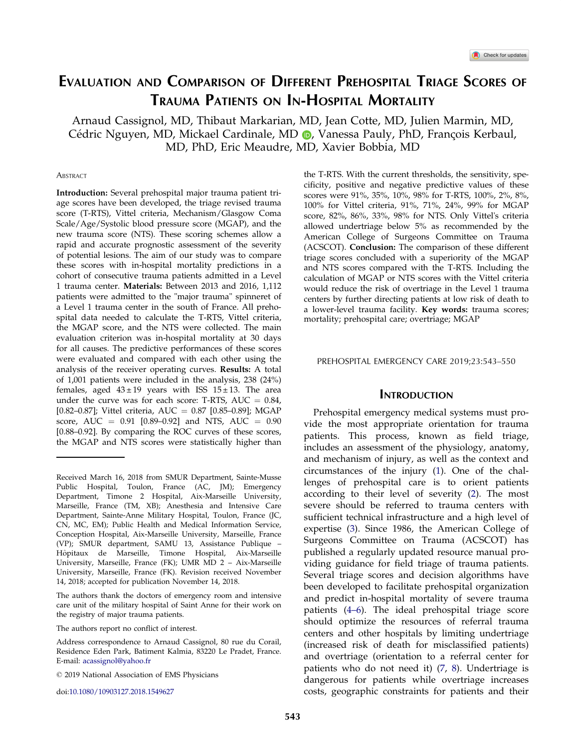# Evaluation and Comparison of Different Prehospital Triage Scores of Trauma Patients on In-Hospital Mortality

Arnaud Cassignol, MD, Thibaut Markarian, MD, Jean Cotte, MD, Julien Marmin, MD, Cédric Nguyen, MD, Mickael Cardinale, MD, Vanessa Pauly, PhD, François Kerbaul, MD, PhD, Eric Meaudre, MD, Xavier Bobbia, MD

## Abstract

**Introduction:** Several prehospital major trauma patient triage scores have been developed, the triage revised trauma score (T-RTS), Vittel criteria, Mechanism/Glasgow Coma Scale/Age/Systolic blood pressure score (MGAP), and the new trauma score (NTS). These scoring schemes allow a rapid and accurate prognostic assessment of the severity of potential lesions. The aim of our study was to compare these scores with in-hospital mortality predictions in a cohort of consecutive trauma patients admitted in a Level 1 trauma center. **Materials:** Between 2013 and 2016, 1,112 patients were admitted to the "major trauma" spinneret of a Level 1 trauma center in the south of France. All prehospital data needed to calculate the T-RTS, Vittel criteria, the MGAP score, and the NTS were collected. The main evaluation criterion was in-hospital mortality at 30 days for all causes. The predictive performances of these scores were evaluated and compared with each other using the analysis of the receiver operating curves. **Results:** A total of 1,001 patients were included in the analysis, 238 (24%) females, aged 43 ± 19 years with ISS 15 ± 13. The area under the curve was for each score: T-RTS, AUC = 0.84, [0.82–0.87]; Vittel criteria, AUC = 0.87 [0.85–0.89]; MGAP score, AUC = 0.91 [0.89–0.92] and NTS, AUC = 0.90 [0.88–0.92]. By comparing the ROC curves of these scores, the MGAP and NTS scores were statistically higher than the T-RTS. With the current thresholds, the sensitivity, specificity, positive and negative predictive values of these scores were 91%, 35%, 10%, 98% for T-RTS, 100%, 2%, 8%, 100% for Vittel criteria, 91%, 71%, 24%, 99% for MGAP score, 82%, 86%, 33%, 98% for NTS. Only Vittel's criteria allowed undertriage below 5% as recommended by the American College of Surgeons Committee on Trauma (ACSCOT). **Conclusion:** The comparison of these different triage scores concluded with a superiority of the MGAP and NTS scores compared with the T-RTS. Including the calculation of MGAP or NTS scores with the Vittel criteria would reduce the risk of overtriage in the Level 1 trauma centers by further directing patients at low risk of death to a lower-level trauma facility. **Key words:** trauma scores; mortality; prehospital care; overtriage; MGAP

PREHOSPITAL EMERGENCY CARE 2019;23:543–550

## Introduction

Prehospital emergency medical systems must provide the most appropriate orientation for trauma patients. This process, known as field triage, includes an assessment of the physiology, anatomy, and mechanism of injury, as well as the context and circumstances of the injury (1). One of the challenges of prehospital care is to orient patients according to their level of severity (2). The most severe should be referred to trauma centers with sufficient technical infrastructure and a high level of expertise (3). Since 1986, the American College of Surgeons Committee on Trauma (ACSCOT) has published a regularly updated resource manual providing guidance for field triage of trauma patients. Several triage scores and decision algorithms have been developed to facilitate prehospital organization and predict in-hospital mortality of severe trauma patients (4–6). The ideal prehospital triage score should optimize the resources of referral trauma centers and other hospitals by limiting undertriage (increased risk of death for misclassified patients) and overtriage (orientation to a referral center for patients who do not need it) (7, 8). Undertriage is dangerous for patients while overtriage increases costs, geographic constraints for patients and their

---

Received March 16, 2018 from SMUR Department, Sainte-Musse Public Hospital, Toulon, France (AC, JM); Emergency Department, Timone 2 Hospital, Aix-Marseille University, Marseille, France (TM, XB); Anesthesia and Intensive Care Department, Sainte-Anne Military Hospital, Toulon, France (JC, CN, MC, EM); Public Health and Medical Information Service, Conception Hospital, Aix-Marseille University, Marseille, France (VP); SMUR department, SAMU 13, Assistance Publique – Hôpitaux de Marseille, Timone Hospital, Aix-Marseille University, Marseille, France (FK); UMR MD 2 – Aix-Marseille University, Marseille, France (FK). Revision received November 14, 2018; accepted for publication November 14, 2018.

The authors thank the doctors of emergency room and intensive care unit of the military hospital of Saint Anne for their work on the registry of major trauma patients.

The authors report no conflict of interest.

Address correspondence to Arnaud Cassignol, 80 rue du Corail, Residence Eden Park, Batiment Kalmia, 83220 Le Pradet, France. E-mail: acassignol@yahoo.fr

© 2019 National Association of EMS Physicians

doi:10.1080/10903127.2018.1549627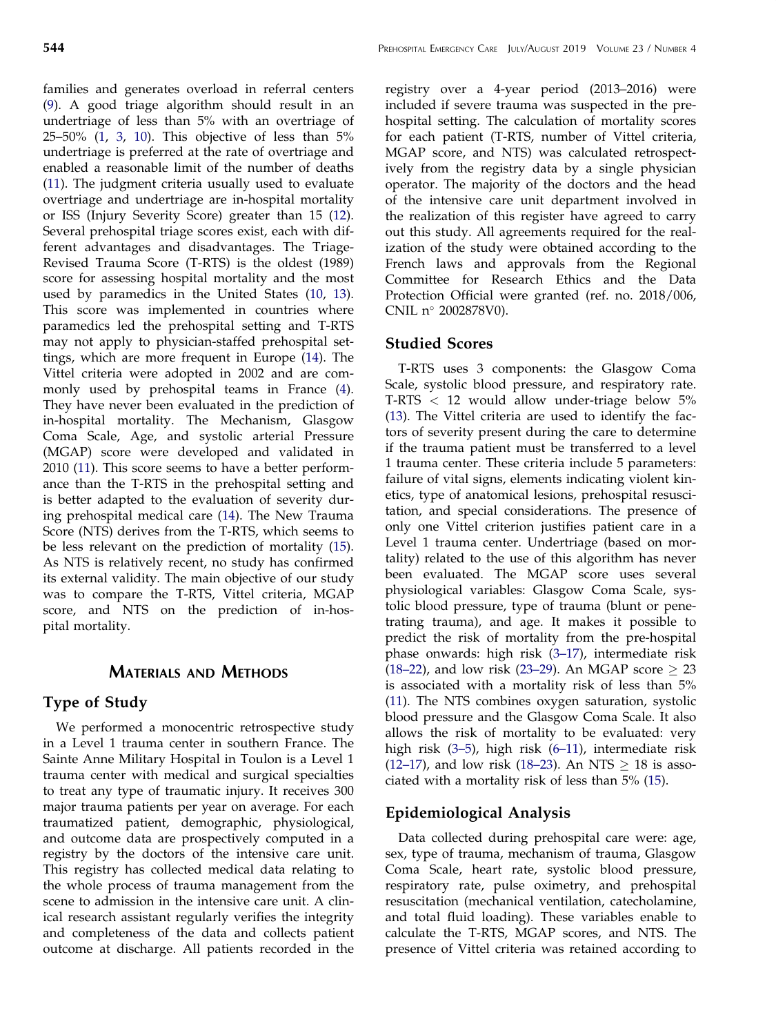families and generates overload in referral centers (9). A good triage algorithm should result in an undertriage of less than 5% with an overtriage of 25–50% (1, 3, 10). This objective of less than 5% undertriage is preferred at the rate of overtriage and enabled a reasonable limit of the number of deaths (11). The judgment criteria usually used to evaluate overtriage and undertriage are in-hospital mortality or ISS (Injury Severity Score) greater than 15 (12). Several prehospital triage scores exist, each with different advantages and disadvantages. The Triage-Revised Trauma Score (T-RTS) is the oldest (1989) score for assessing hospital mortality and the most used by paramedics in the United States (10, 13). This score was implemented in countries where paramedics led the prehospital setting and T-RTS may not apply to physician-staffed prehospital settings, which are more frequent in Europe (14). The Vittel criteria were adopted in 2002 and are commonly used by prehospital teams in France (4). They have never been evaluated in the prediction of in-hospital mortality. The Mechanism, Glasgow Coma Scale, Age, and systolic arterial Pressure (MGAP) score were developed and validated in 2010 (11). This score seems to have a better performance than the T-RTS in the prehospital setting and is better adapted to the evaluation of severity during prehospital medical care (14). The New Trauma Score (NTS) derives from the T-RTS, which seems to be less relevant on the prediction of mortality (15). As NTS is relatively recent, no study has confirmed its external validity. The main objective of our study was to compare the T-RTS, Vittel criteria, MGAP score, and NTS on the prediction of in-hospital mortality.

## Materials and Methods

### Type of Study

We performed a monocentric retrospective study in a Level 1 trauma center in southern France. The Sainte Anne Military Hospital in Toulon is a Level 1 trauma center with medical and surgical specialties to treat any type of traumatic injury. It receives 300 major trauma patients per year on average. For each traumatized patient, demographic, physiological, and outcome data are prospectively computed in a registry by the doctors of the intensive care unit. This registry has collected medical data relating to the whole process of trauma management from the scene to admission in the intensive care unit. A clinical research assistant regularly verifies the integrity and completeness of the data and collects patient outcome at discharge. All patients recorded in the registry over a 4-year period (2013–2016) were included if severe trauma was suspected in the prehospital setting. The calculation of mortality scores for each patient (T-RTS, number of Vittel criteria, MGAP score, and NTS) was calculated retrospectively from the registry data by a single physician operator. The majority of the doctors and the head of the intensive care unit department involved in the realization of this register have agreed to carry out this study. All agreements required for the realization of the study were obtained according to the French laws and approvals from the Regional Committee for Research Ethics and the Data Protection Official were granted (ref. no. 2018/006, CNIL n° 2002878V0).

### Studied Scores

T-RTS uses 3 components: the Glasgow Coma Scale, systolic blood pressure, and respiratory rate. T-RTS $< 12$ would allow under-triage below 5% (13). The Vittel criteria are used to identify the factors of severity present during the care to determine if the trauma patient must be transferred to a level 1 trauma center. These criteria include 5 parameters: failure of vital signs, elements indicating violent kinetics, type of anatomical lesions, prehospital resuscitation, and special considerations. The presence of only one Vittel criterion justifies patient care in a Level 1 trauma center. Undertriage (based on mortality) related to the use of this algorithm has never been evaluated. The MGAP score uses several physiological variables: Glasgow Coma Scale, systolic blood pressure, type of trauma (blunt or penetrating trauma), and age. It makes it possible to predict the risk of mortality from the pre-hospital phase onwards: high risk (3–17), intermediate risk (18–22), and low risk (23–29). An MGAP score $\geq 23$ is associated with a mortality risk of less than 5% (11). The NTS combines oxygen saturation, systolic blood pressure and the Glasgow Coma Scale. It also allows the risk of mortality to be evaluated: very high risk (3–5), high risk (6–11), intermediate risk (12–17), and low risk (18–23). An NTS $\geq 18$ is associated with a mortality risk of less than 5% (15).

### Epidemiological Analysis

Data collected during prehospital care were: age, sex, type of trauma, mechanism of trauma, Glasgow Coma Scale, heart rate, systolic blood pressure, respiratory rate, pulse oximetry, and prehospital resuscitation (mechanical ventilation, catecholamine, and total fluid loading). These variables enable to calculate the T-RTS, MGAP scores, and NTS. The presence of Vittel criteria was retained according to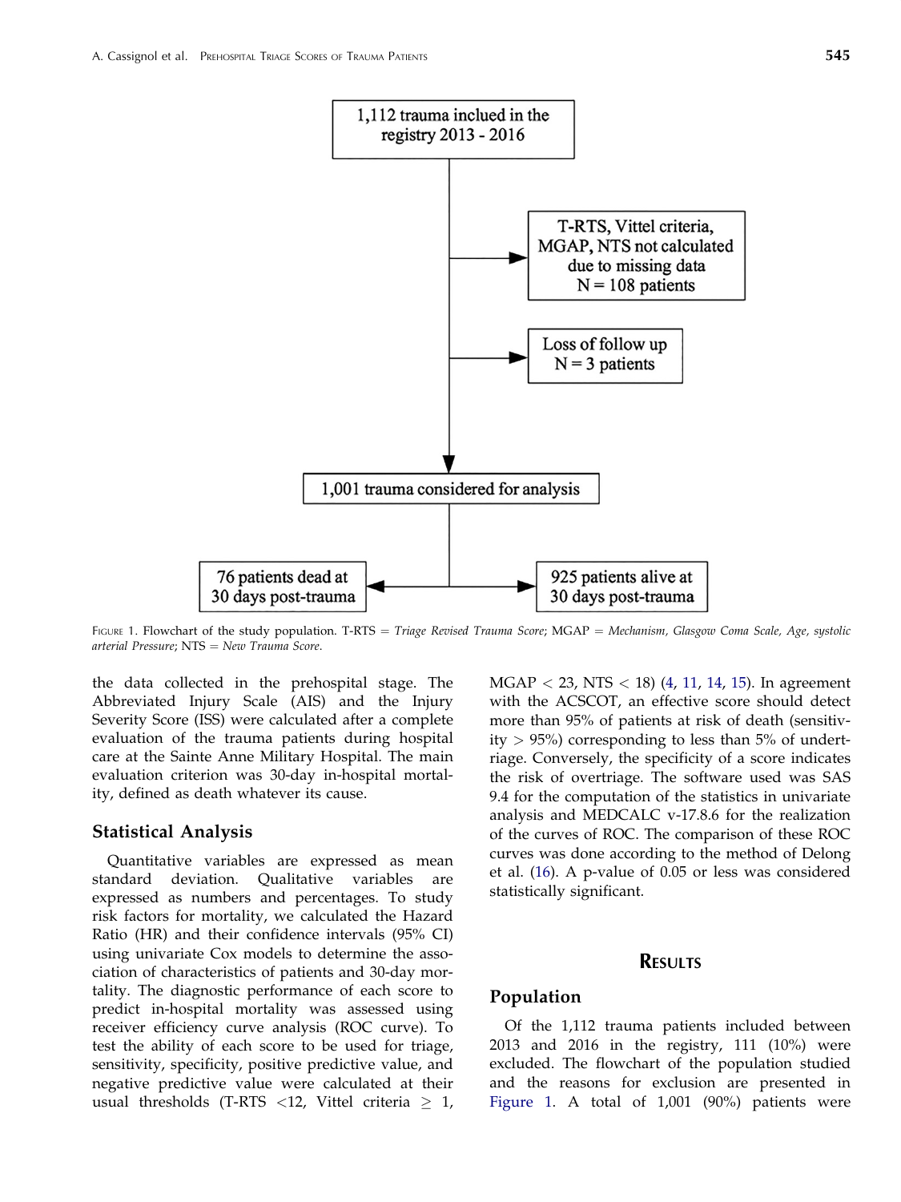1,112 trauma inclued in the registry 2013 - 2016

T-RTS, Vittel criteria, MGAP, NTS not calculated due to missing data N = 108 patients

Loss of follow up N = 3 patients

1,001 trauma considered for analysis

76 patients dead at 30 days post-trauma

925 patients alive at 30 days post-trauma

FIGURE 1. Flowchart of the study population. T-RTS = *Triage Revised Trauma Score*; MGAP = *Mechanism, Glasgow Coma Scale, Age, systolic arterial Pressure*; NTS = *New Trauma Score*.

the data collected in the prehospital stage. The Abbreviated Injury Scale (AIS) and the Injury Severity Score (ISS) were calculated after a complete evaluation of the trauma patients during hospital care at the Sainte Anne Military Hospital. The main evaluation criterion was 30-day in-hospital mortality, defined as death whatever its cause.

## Statistical Analysis

Quantitative variables are expressed as mean standard deviation. Qualitative variables are expressed as numbers and percentages. To study risk factors for mortality, we calculated the Hazard Ratio (HR) and their confidence intervals (95% CI) using univariate Cox models to determine the association of characteristics of patients and 30-day mortality. The diagnostic performance of each score to predict in-hospital mortality was assessed using receiver efficiency curve analysis (ROC curve). To test the ability of each score to be used for triage, sensitivity, specificity, positive predictive value, and negative predictive value were calculated at their usual thresholds (T-RTS $<12$, Vittel criteria $\geq 1$, MGAP $< 23$, NTS $< 18$) (4, 11, 14, 15). In agreement with the ACSCOT, an effective score should detect more than 95% of patients at risk of death (sensitivity $> 95\%$) corresponding to less than 5% of undertriage. Conversely, the specificity of a score indicates the risk of overtriage. The software used was SAS 9.4 for the computation of the statistics in univariate analysis and MEDCALC v-17.8.6 for the realization of the curves of ROC. The comparison of these ROC curves was done according to the method of Delong et al. (16). A p-value of 0.05 or less was considered statistically significant.

# Results

## Population

Of the 1,112 trauma patients included between 2013 and 2016 in the registry, 111 (10%) were excluded. The flowchart of the population studied and the reasons for exclusion are presented in Figure 1. A total of 1,001 (90%) patients were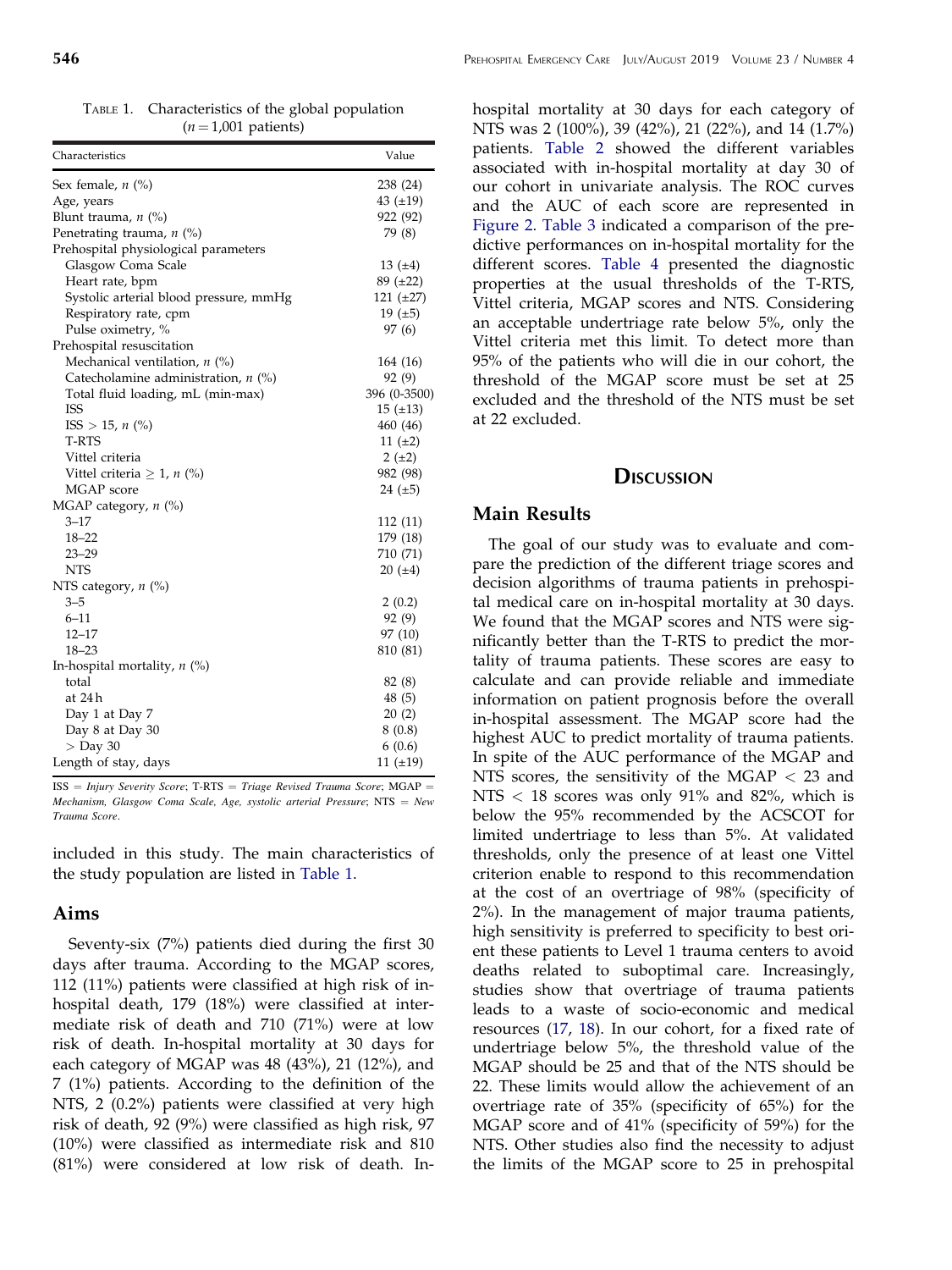TABLE 1. Characteristics of the global population ($n = 1{,}001$ patients)

| Characteristics | Value |
|---|---|
| Sex female, n (%) | 238 (24) |
| Age, years | 43 (±19) |
| Blunt trauma, n (%) | 922 (92) |
| Penetrating trauma, n (%) | 79 (8) |
| Prehospital physiological parameters | |
| Glasgow Coma Scale | 13 (±4) |
| Heart rate, bpm | 89 (±22) |
| Systolic arterial blood pressure, mmHg | 121 (±27) |
| Respiratory rate, cpm | 19 (±5) |
| Pulse oximetry, % | 97 (6) |
| Prehospital resuscitation | |
| Mechanical ventilation, n (%) | 164 (16) |
| Catecholamine administration, n (%) | 92 (9) |
| Total fluid loading, mL (min-max) | 396 (0-3500) |
| ISS | 15 (±13) |
| ISS > 15, n (%) | 460 (46) |
| T-RTS | 11 (±2) |
| Vittel criteria | 2 (±2) |
| Vittel criteria ≥ 1, n (%) | 982 (98) |
| MGAP score | 24 (±5) |
| MGAP category, n (%) | |
| 3–17 | 112 (11) |
| 18–22 | 179 (18) |
| 23–29 | 710 (71) |
| NTS | 20 (±4) |
| NTS category, n (%) | |
| 3–5 | 2 (0.2) |
| 6–11 | 92 (9) |
| 12–17 | 97 (10) |
| 18–23 | 810 (81) |
| In-hospital mortality, n (%) | |
| total | 82 (8) |
| at 24 h | 48 (5) |
| Day 1 at Day 7 | 20 (2) |
| Day 8 at Day 30 | 8 (0.8) |
| > Day 30 | 6 (0.6) |
| Length of stay, days | 11 (±19) |

ISS = *Injury Severity Score*; T-RTS = *Triage Revised Trauma Score*; MGAP = *Mechanism, Glasgow Coma Scale, Age, systolic arterial Pressure*; NTS = *New Trauma Score*.

included in this study. The main characteristics of the study population are listed in Table 1.

## Aims

Seventy-six (7%) patients died during the first 30 days after trauma. According to the MGAP scores, 112 (11%) patients were classified at high risk of in-hospital death, 179 (18%) were classified at intermediate risk of death and 710 (71%) were at low risk of death. In-hospital mortality at 30 days for each category of MGAP was 48 (43%), 21 (12%), and 7 (1%) patients. According to the definition of the NTS, 2 (0.2%) patients were classified at very high risk of death, 92 (9%) were classified as high risk, 97 (10%) were classified as intermediate risk and 810 (81%) were considered at low risk of death. In-hospital mortality at 30 days for each category of NTS was 2 (100%), 39 (42%), 21 (22%), and 14 (1.7%) patients. Table 2 showed the different variables associated with in-hospital mortality at day 30 of our cohort in univariate analysis. The ROC curves and the AUC of each score are represented in Figure 2. Table 3 indicated a comparison of the predictive performances on in-hospital mortality for the different scores. Table 4 presented the diagnostic properties at the usual thresholds of the T-RTS, Vittel criteria, MGAP scores and NTS. Considering an acceptable undertriage rate below 5%, only the Vittel criteria met this limit. To detect more than 95% of the patients who will die in our cohort, the threshold of the MGAP score must be set at 25 excluded and the threshold of the NTS must be set at 22 excluded.

# Discussion

## Main Results

The goal of our study was to evaluate and compare the prediction of the different triage scores and decision algorithms of trauma patients in prehospital medical care on in-hospital mortality at 30 days. We found that the MGAP scores and NTS were significantly better than the T-RTS to predict the mortality of trauma patients. These scores are easy to calculate and can provide reliable and immediate information on patient prognosis before the overall in-hospital assessment. The MGAP score had the highest AUC to predict mortality of trauma patients. In spite of the AUC performance of the MGAP and NTS scores, the sensitivity of the MGAP < 23 and NTS < 18 scores was only 91% and 82%, which is below the 95% recommended by the ACSCOT for limited undertriage to less than 5%. At validated thresholds, only the presence of at least one Vittel criterion enable to respond to this recommendation at the cost of an overtriage of 98% (specificity of 2%). In the management of major trauma patients, high sensitivity is preferred to specificity to best orient these patients to Level 1 trauma centers to avoid deaths related to suboptimal care. Increasingly, studies show that overtriage of trauma patients leads to a waste of socio-economic and medical resources (17, 18). In our cohort, for a fixed rate of undertriage below 5%, the threshold value of the MGAP should be 25 and that of the NTS should be 22. These limits would allow the achievement of an overtriage rate of 35% (specificity of 65%) for the MGAP score and of 41% (specificity of 59%) for the NTS. Other studies also find the necessity to adjust the limits of the MGAP score to 25 in prehospital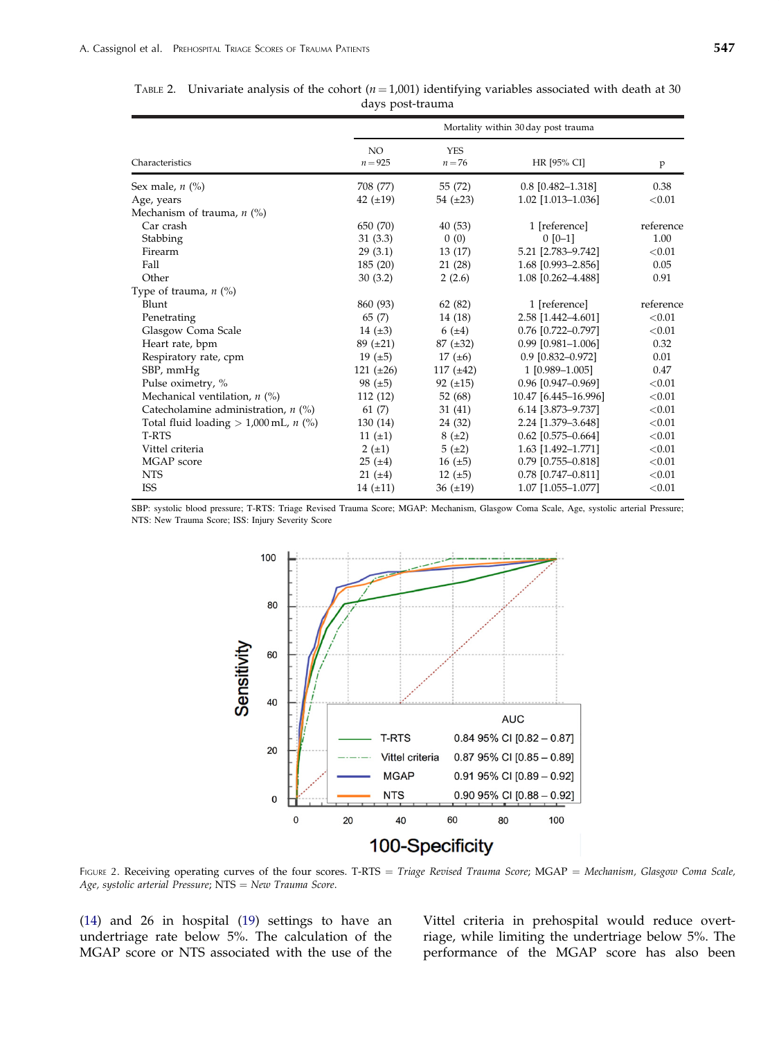TABLE 2. Univariate analysis of the cohort ($n = 1{,}001$) identifying variables associated with death at 30 days post-trauma

| Characteristics | Mortality within 30 day post trauma | | | |
|---|---|---|---|---|
| | NO $n = 925$ | YES $n = 76$ | HR [95% CI] | p |
| Sex male, n (%) | 708 (77) | 55 (72) | 0.8 [0.482–1.318] | 0.38 |
| Age, years | 42 (±19) | 54 (±23) | 1.02 [1.013–1.036] | <0.01 |
| Mechanism of trauma, n (%) | | | | |
| Car crash | 650 (70) | 40 (53) | 1 [reference] | reference |
| Stabbing | 31 (3.3) | 0 (0) | 0 [0–1] | 1.00 |
| Firearm | 29 (3.1) | 13 (17) | 5.21 [2.783–9.742] | <0.01 |
| Fall | 185 (20) | 21 (28) | 1.68 [0.993–2.856] | 0.05 |
| Other | 30 (3.2) | 2 (2.6) | 1.08 [0.262–4.488] | 0.91 |
| Type of trauma, n (%) | | | | |
| Blunt | 860 (93) | 62 (82) | 1 [reference] | reference |
| Penetrating | 65 (7) | 14 (18) | 2.58 [1.442–4.601] | <0.01 |
| Glasgow Coma Scale | 14 (±3) | 6 (±4) | 0.76 [0.722–0.797] | <0.01 |
| Heart rate, bpm | 89 (±21) | 87 (±32) | 0.99 [0.981–1.006] | 0.32 |
| Respiratory rate, cpm | 19 (±5) | 17 (±6) | 0.9 [0.832–0.972] | 0.01 |
| SBP, mmHg | 121 (±26) | 117 (±42) | 1 [0.989–1.005] | 0.47 |
| Pulse oximetry, % | 98 (±5) | 92 (±15) | 0.96 [0.947–0.969] | <0.01 |
| Mechanical ventilation, n (%) | 112 (12) | 52 (68) | 10.47 [6.445–16.996] | <0.01 |
| Catecholamine administration, n (%) | 61 (7) | 31 (41) | 6.14 [3.873–9.737] | <0.01 |
| Total fluid loading > 1,000 mL, n (%) | 130 (14) | 24 (32) | 2.24 [1.379–3.648] | <0.01 |
| T-RTS | 11 (±1) | 8 (±2) | 0.62 [0.575–0.664] | <0.01 |
| Vittel criteria | 2 (±1) | 5 (±2) | 1.63 [1.492–1.771] | <0.01 |
| MGAP score | 25 (±4) | 16 (±5) | 0.79 [0.755–0.818] | <0.01 |
| NTS | 21 (±4) | 12 (±5) | 0.78 [0.747–0.811] | <0.01 |
| ISS | 14 (±11) | 36 (±19) | 1.07 [1.055–1.077] | <0.01 |

SBP: systolic blood pressure; T-RTS: Triage Revised Trauma Score; MGAP: Mechanism, Glasgow Coma Scale, Age, systolic arterial Pressure; NTS: New Trauma Score; ISS: Injury Severity Score

FIGURE 2. Receiving operating curves of the four scores. T-RTS = *Triage Revised Trauma Score*; MGAP = *Mechanism, Glasgow Coma Scale, Age, systolic arterial Pressure*; NTS = *New Trauma Score*.

(14) and 26 in hospital (19) settings to have an undertriage rate below 5%. The calculation of the MGAP score or NTS associated with the use of the Vittel criteria in prehospital would reduce overtriage, while limiting the undertriage below 5%. The performance of the MGAP score has also been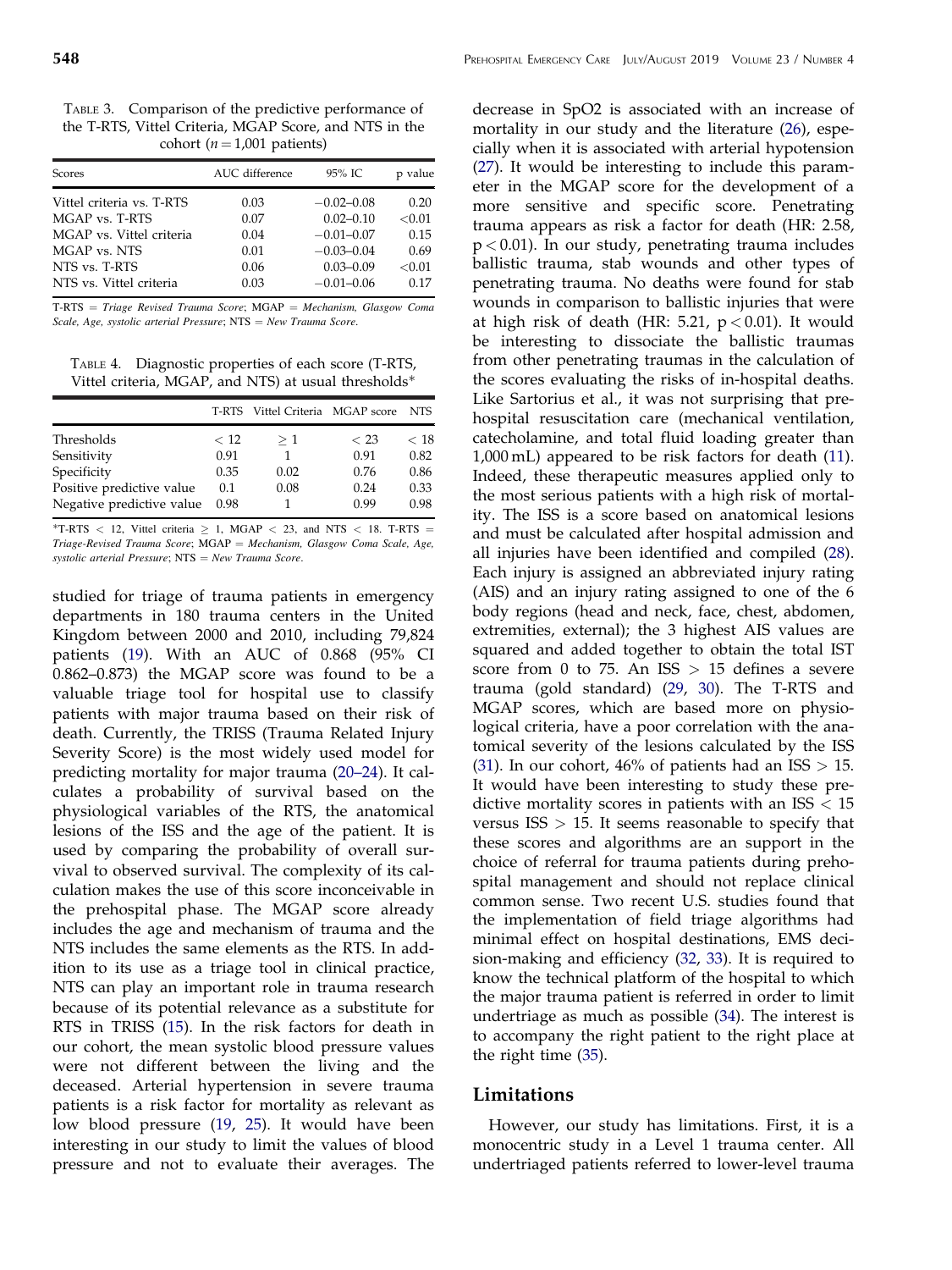TABLE 3. Comparison of the predictive performance of the T-RTS, Vittel Criteria, MGAP Score, and NTS in the cohort ($n = 1{,}001$ patients)

| Scores | AUC difference | 95% IC | p value |
|---|---|---|---|
| Vittel criteria vs. T-RTS | 0.03 | −0.02–0.08 | 0.20 |
| MGAP vs. T-RTS | 0.07 | 0.02–0.10 | <0.01 |
| MGAP vs. Vittel criteria | 0.04 | −0.01–0.07 | 0.15 |
| MGAP vs. NTS | 0.01 | −0.03–0.04 | 0.69 |
| NTS vs. T-RTS | 0.06 | 0.03–0.09 | <0.01 |
| NTS vs. Vittel criteria | 0.03 | −0.01–0.06 | 0.17 |

T-RTS = *Triage Revised Trauma Score*; MGAP = *Mechanism, Glasgow Coma Scale, Age, systolic arterial Pressure*; NTS = *New Trauma Score*.

TABLE 4. Diagnostic properties of each score (T-RTS, Vittel criteria, MGAP, and NTS) at usual thresholds*

| | T-RTS | Vittel Criteria | MGAP score | NTS |
|---|---|---|---|---|
| Thresholds | < 12 | ≥ 1 | < 23 | < 18 |
| Sensitivity | 0.91 | 1 | 0.91 | 0.82 |
| Specificity | 0.35 | 0.02 | 0.76 | 0.86 |
| Positive predictive value | 0.1 | 0.08 | 0.24 | 0.33 |
| Negative predictive value | 0.98 | 1 | 0.99 | 0.98 |

*T-RTS < 12, Vittel criteria ≥ 1, MGAP < 23, and NTS < 18. T-RTS = *Triage-Revised Trauma Score*; MGAP = *Mechanism, Glasgow Coma Scale, Age, systolic arterial Pressure*; NTS = *New Trauma Score*.

studied for triage of trauma patients in emergency departments in 180 trauma centers in the United Kingdom between 2000 and 2010, including 79,824 patients (19). With an AUC of 0.868 (95% CI 0.862–0.873) the MGAP score was found to be a valuable triage tool for hospital use to classify patients with major trauma based on their risk of death. Currently, the TRISS (Trauma Related Injury Severity Score) is the most widely used model for predicting mortality for major trauma (20–24). It calculates a probability of survival based on the physiological variables of the RTS, the anatomical lesions of the ISS and the age of the patient. It is used by comparing the probability of overall survival to observed survival. The complexity of its calculation makes the use of this score inconceivable in the prehospital phase. The MGAP score already includes the age and mechanism of trauma and the NTS includes the same elements as the RTS. In addition to its use as a triage tool in clinical practice, NTS can play an important role in trauma research because of its potential relevance as a substitute for RTS in TRISS (15). In the risk factors for death in our cohort, the mean systolic blood pressure values were not different between the living and the deceased. Arterial hypertension in severe trauma patients is a risk factor for mortality as relevant as low blood pressure (19, 25). It would have been interesting in our study to limit the values of blood pressure and not to evaluate their averages. The decrease in SpO2 is associated with an increase of mortality in our study and the literature (26), especially when it is associated with arterial hypotension (27). It would be interesting to include this parameter in the MGAP score for the development of a more sensitive and specific score. Penetrating trauma appears as risk a factor for death (HR: 2.58, $p < 0.01$). In our study, penetrating trauma includes ballistic trauma, stab wounds and other types of penetrating trauma. No deaths were found for stab wounds in comparison to ballistic injuries that were at high risk of death (HR: 5.21, $p < 0.01$). It would be interesting to dissociate the ballistic traumas from other penetrating traumas in the calculation of the scores evaluating the risks of in-hospital deaths. Like Sartorius et al., it was not surprising that prehospital resuscitation care (mechanical ventilation, catecholamine, and total fluid loading greater than 1,000 mL) appeared to be risk factors for death (11). Indeed, these therapeutic measures applied only to the most serious patients with a high risk of mortality. The ISS is a score based on anatomical lesions and must be calculated after hospital admission and all injuries have been identified and compiled (28). Each injury is assigned an abbreviated injury rating (AIS) and an injury rating assigned to one of the 6 body regions (head and neck, face, chest, abdomen, extremities, external); the 3 highest AIS values are squared and added together to obtain the total IST score from 0 to 75. An ISS > 15 defines a severe trauma (gold standard) (29, 30). The T-RTS and MGAP scores, which are based more on physiological criteria, have a poor correlation with the anatomical severity of the lesions calculated by the ISS (31). In our cohort, 46% of patients had an ISS > 15. It would have been interesting to study these predictive mortality scores in patients with an ISS < 15 versus ISS > 15. It seems reasonable to specify that these scores and algorithms are an support in the choice of referral for trauma patients during prehospital management and should not replace clinical common sense. Two recent U.S. studies found that the implementation of field triage algorithms had minimal effect on hospital destinations, EMS decision-making and efficiency (32, 33). It is required to know the technical platform of the hospital to which the major trauma patient is referred in order to limit undertriage as much as possible (34). The interest is to accompany the right patient to the right place at the right time (35).

## Limitations

However, our study has limitations. First, it is a monocentric study in a Level 1 trauma center. All undertriaged patients referred to lower-level trauma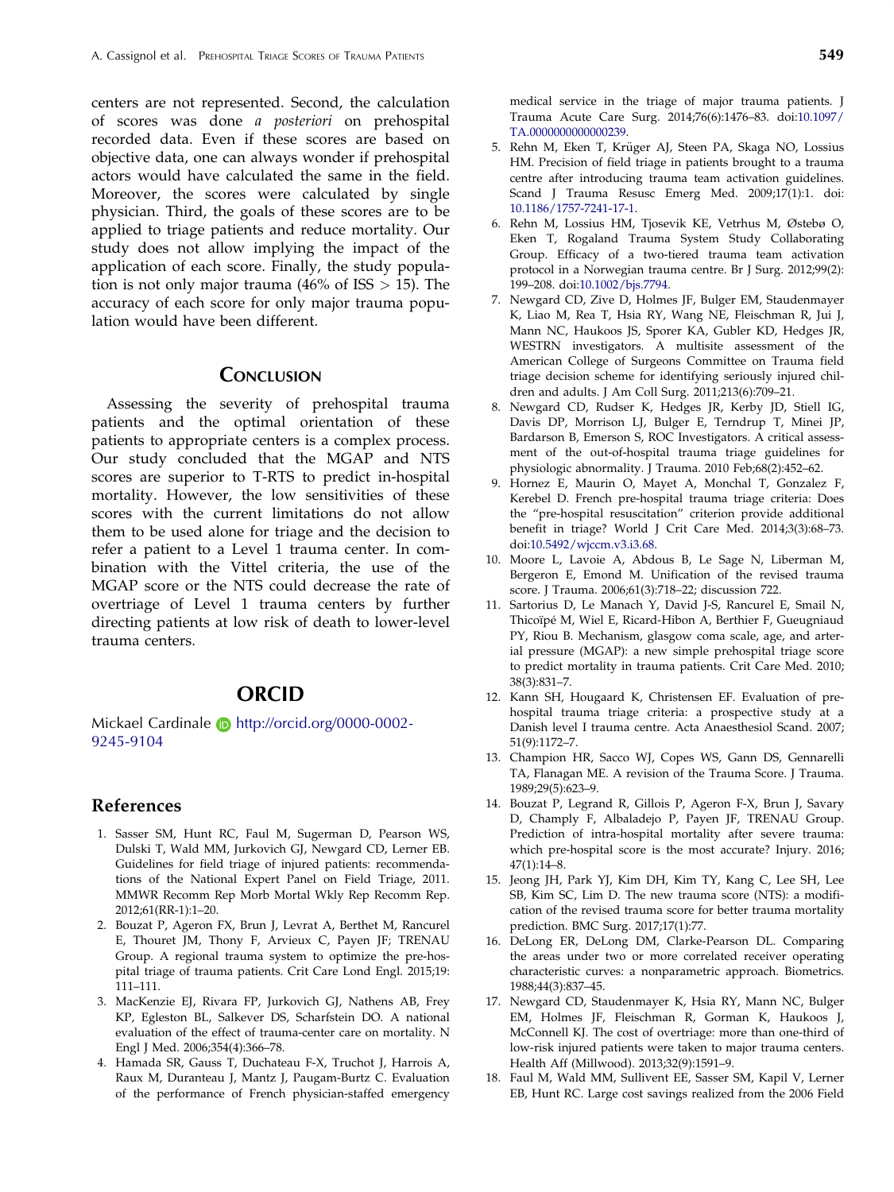centers are not represented. Second, the calculation of scores was done *a posteriori* on prehospital recorded data. Even if these scores are based on objective data, one can always wonder if prehospital actors would have calculated the same in the field. Moreover, the scores were calculated by single physician. Third, the goals of these scores are to be applied to triage patients and reduce mortality. Our study does not allow implying the impact of the application of each score. Finally, the study population is not only major trauma (46% of ISS $> 15$). The accuracy of each score for only major trauma population would have been different.

## Conclusion

Assessing the severity of prehospital trauma patients and the optimal orientation of these patients to appropriate centers is a complex process. Our study concluded that the MGAP and NTS scores are superior to T-RTS to predict in-hospital mortality. However, the low sensitivities of these scores with the current limitations do not allow them to be used alone for triage and the decision to refer a patient to a Level 1 trauma center. In combination with the Vittel criteria, the use of the MGAP score or the NTS could decrease the rate of overtriage of Level 1 trauma centers by further directing patients at low risk of death to lower-level trauma centers.

## ORCID

Mickael Cardinale http://orcid.org/0000-0002-9245-9104

## References

1. Sasser SM, Hunt RC, Faul M, Sugerman D, Pearson WS, Dulski T, Wald MM, Jurkovich GJ, Newgard CD, Lerner EB. Guidelines for field triage of injured patients: recommendations of the National Expert Panel on Field Triage, 2011. MMWR Recomm Rep Morb Mortal Wkly Rep Recomm Rep. 2012;61(RR-1):1–20.
2. Bouzat P, Ageron FX, Brun J, Levrat A, Berthet M, Rancurel E, Thouret JM, Thony F, Arvieux C, Payen JF; TRENAU Group. A regional trauma system to optimize the pre-hospital triage of trauma patients. Crit Care Lond Engl. 2015;19:111–111.
3. MacKenzie EJ, Rivara FP, Jurkovich GJ, Nathens AB, Frey KP, Egleston BL, Salkever DS, Scharfstein DO. A national evaluation of the effect of trauma-center care on mortality. N Engl J Med. 2006;354(4):366–78.
4. Hamada SR, Gauss T, Duchateau F-X, Truchot J, Harrois A, Raux M, Duranteau J, Mantz J, Paugam-Burtz C. Evaluation of the performance of French physician-staffed emergency medical service in the triage of major trauma patients. J Trauma Acute Care Surg. 2014;76(6):1476–83. doi:10.1097/TA.0000000000000239.
5. Rehn M, Eken T, Krüger AJ, Steen PA, Skaga NO, Lossius HM. Precision of field triage in patients brought to a trauma centre after introducing trauma team activation guidelines. Scand J Trauma Resusc Emerg Med. 2009;17(1):1. doi:10.1186/1757-7241-17-1.
6. Rehn M, Lossius HM, Tjosevik KE, Vetrhus M, Østebø O, Eken T, Rogaland Trauma System Study Collaborating Group. Efficacy of a two-tiered trauma team activation protocol in a Norwegian trauma centre. Br J Surg. 2012;99(2):199–208. doi:10.1002/bjs.7794.
7. Newgard CD, Zive D, Holmes JF, Bulger EM, Staudenmayer K, Liao M, Rea T, Hsia RY, Wang NE, Fleischman R, Jui J, Mann NC, Haukoos JS, Sporer KA, Gubler KD, Hedges JR, WESTRN investigators. A multisite assessment of the American College of Surgeons Committee on Trauma field triage decision scheme for identifying seriously injured children and adults. J Am Coll Surg. 2011;213(6):709–21.
8. Newgard CD, Rudser K, Hedges JR, Kerby JD, Stiell IG, Davis DP, Morrison LJ, Bulger E, Terndrup T, Minei JP, Bardarson B, Emerson S, ROC Investigators. A critical assessment of the out-of-hospital trauma triage guidelines for physiologic abnormality. J Trauma. 2010 Feb;68(2):452–62.
9. Hornez E, Maurin O, Mayet A, Monchal T, Gonzalez F, Kerebel D. French pre-hospital trauma triage criteria: Does the "pre-hospital resuscitation" criterion provide additional benefit in triage? World J Crit Care Med. 2014;3(3):68–73. doi:10.5492/wjccm.v3.i3.68.
10. Moore L, Lavoie A, Abdous B, Le Sage N, Liberman M, Bergeron E, Emond M. Unification of the revised trauma score. J Trauma. 2006;61(3):718–22; discussion 722.
11. Sartorius D, Le Manach Y, David J-S, Rancurel E, Smail N, Thicoïpé M, Wiel E, Ricard-Hibon A, Berthier F, Gueugniaud PY, Riou B. Mechanism, glasgow coma scale, age, and arterial pressure (MGAP): a new simple prehospital triage score to predict mortality in trauma patients. Crit Care Med. 2010;38(3):831–7.
12. Kann SH, Hougaard K, Christensen EF. Evaluation of pre-hospital trauma triage criteria: a prospective study at a Danish level I trauma centre. Acta Anaesthesiol Scand. 2007;51(9):1172–7.
13. Champion HR, Sacco WJ, Copes WS, Gann DS, Gennarelli TA, Flanagan ME. A revision of the Trauma Score. J Trauma. 1989;29(5):623–9.
14. Bouzat P, Legrand R, Gillois P, Ageron F-X, Brun J, Savary D, Champly F, Albaladejo P, Payen JF, TRENAU Group. Prediction of intra-hospital mortality after severe trauma: which pre-hospital score is the most accurate? Injury. 2016;47(1):14–8.
15. Jeong JH, Park YJ, Kim DH, Kim TY, Kang C, Lee SH, Lee SB, Kim SC, Lim D. The new trauma score (NTS): a modification of the revised trauma score for better trauma mortality prediction. BMC Surg. 2017;17(1):77.
16. DeLong ER, DeLong DM, Clarke-Pearson DL. Comparing the areas under two or more correlated receiver operating characteristic curves: a nonparametric approach. Biometrics. 1988;44(3):837–45.
17. Newgard CD, Staudenmayer K, Hsia RY, Mann NC, Bulger EM, Holmes JF, Fleischman R, Gorman K, Haukoos J, McConnell KJ. The cost of overtriage: more than one-third of low-risk injured patients were taken to major trauma centers. Health Aff (Millwood). 2013;32(9):1591–9.
18. Faul M, Wald MM, Sullivent EE, Sasser SM, Kapil V, Lerner EB, Hunt RC. Large cost savings realized from the 2006 Field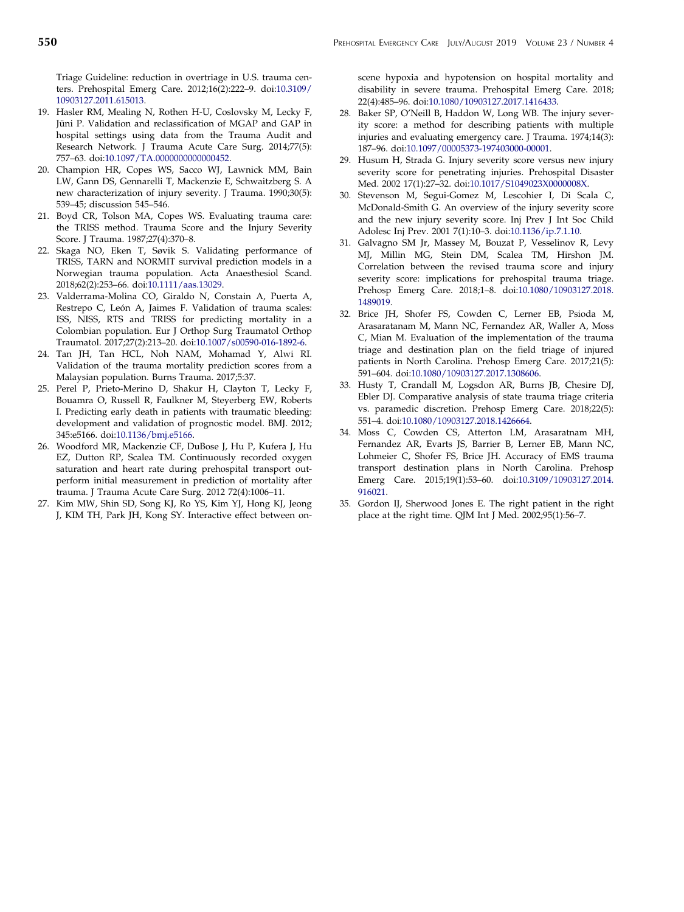Triage Guideline: reduction in overtriage in U.S. trauma centers. Prehospital Emerg Care. 2012;16(2):222–9. doi:10.3109/10903127.2011.615013.

19. Hasler RM, Mealing N, Rothen H-U, Coslovsky M, Lecky F, Jüni P. Validation and reclassification of MGAP and GAP in hospital settings using data from the Trauma Audit and Research Network. J Trauma Acute Care Surg. 2014;77(5): 757–63. doi:10.1097/TA.0000000000000452.
20. Champion HR, Copes WS, Sacco WJ, Lawnick MM, Bain LW, Gann DS, Gennarelli T, Mackenzie E, Schwaitzberg S. A new characterization of injury severity. J Trauma. 1990;30(5): 539–45; discussion 545–546.
21. Boyd CR, Tolson MA, Copes WS. Evaluating trauma care: the TRISS method. Trauma Score and the Injury Severity Score. J Trauma. 1987;27(4):370–8.
22. Skaga NO, Eken T, Søvik S. Validating performance of TRISS, TARN and NORMIT survival prediction models in a Norwegian trauma population. Acta Anaesthesiol Scand. 2018;62(2):253–66. doi:10.1111/aas.13029.
23. Valderrama-Molina CO, Giraldo N, Constain A, Puerta A, Restrepo C, León A, Jaimes F. Validation of trauma scales: ISS, NISS, RTS and TRISS for predicting mortality in a Colombian population. Eur J Orthop Surg Traumatol Orthop Traumatol. 2017;27(2):213–20. doi:10.1007/s00590-016-1892-6.
24. Tan JH, Tan HCL, Noh NAM, Mohamad Y, Alwi RI. Validation of the trauma mortality prediction scores from a Malaysian population. Burns Trauma. 2017;5:37.
25. Perel P, Prieto-Merino D, Shakur H, Clayton T, Lecky F, Bouamra O, Russell R, Faulkner M, Steyerberg EW, Roberts I. Predicting early death in patients with traumatic bleeding: development and validation of prognostic model. BMJ. 2012; 345:e5166. doi:10.1136/bmj.e5166.
26. Woodford MR, Mackenzie CF, DuBose J, Hu P, Kufera J, Hu EZ, Dutton RP, Scalea TM. Continuously recorded oxygen saturation and heart rate during prehospital transport outperform initial measurement in prediction of mortality after trauma. J Trauma Acute Care Surg. 2012 72(4):1006–11.
27. Kim MW, Shin SD, Song KJ, Ro YS, Kim YJ, Hong KJ, Jeong J, KIM TH, Park JH, Kong SY. Interactive effect between on-scene hypoxia and hypotension on hospital mortality and disability in severe trauma. Prehospital Emerg Care. 2018; 22(4):485–96. doi:10.1080/10903127.2017.1416433.
28. Baker SP, O'Neill B, Haddon W, Long WB. The injury severity score: a method for describing patients with multiple injuries and evaluating emergency care. J Trauma. 1974;14(3): 187–96. doi:10.1097/00005373-197403000-00001.
29. Husum H, Strada G. Injury severity score versus new injury severity score for penetrating injuries. Prehospital Disaster Med. 2002 17(1):27–32. doi:10.1017/S1049023X0000008X.
30. Stevenson M, Segui-Gomez M, Lescohier I, Di Scala C, McDonald-Smith G. An overview of the injury severity score and the new injury severity score. Inj Prev J Int Soc Child Adolesc Inj Prev. 2001 7(1):10–3. doi:10.1136/ip.7.1.10.
31. Galvagno SM Jr, Massey M, Bouzat P, Vesselinov R, Levy MJ, Millin MG, Stein DM, Scalea TM, Hirshon JM. Correlation between the revised trauma score and injury severity score: implications for prehospital trauma triage. Prehosp Emerg Care. 2018;1–8. doi:10.1080/10903127.2018.1489019.
32. Brice JH, Shofer FS, Cowden C, Lerner EB, Psioda M, Arasaratanam M, Mann NC, Fernandez AR, Waller A, Moss C, Mian M. Evaluation of the implementation of the trauma triage and destination plan on the field triage of injured patients in North Carolina. Prehosp Emerg Care. 2017;21(5): 591–604. doi:10.1080/10903127.2017.1308606.
33. Husty T, Crandall M, Logsdon AR, Burns JB, Chesire DJ, Ebler DJ. Comparative analysis of state trauma triage criteria vs. paramedic discretion. Prehosp Emerg Care. 2018;22(5): 551–4. doi:10.1080/10903127.2018.1426664.
34. Moss C, Cowden CS, Atterton LM, Arasaratnam MH, Fernandez AR, Evarts JS, Barrier B, Lerner EB, Mann NC, Lohmeier C, Shofer FS, Brice JH. Accuracy of EMS trauma transport destination plans in North Carolina. Prehosp Emerg Care. 2015;19(1):53–60. doi:10.3109/10903127.2014.916021.
35. Gordon IJ, Sherwood Jones E. The right patient in the right place at the right time. QJM Int J Med. 2002;95(1):56–7.